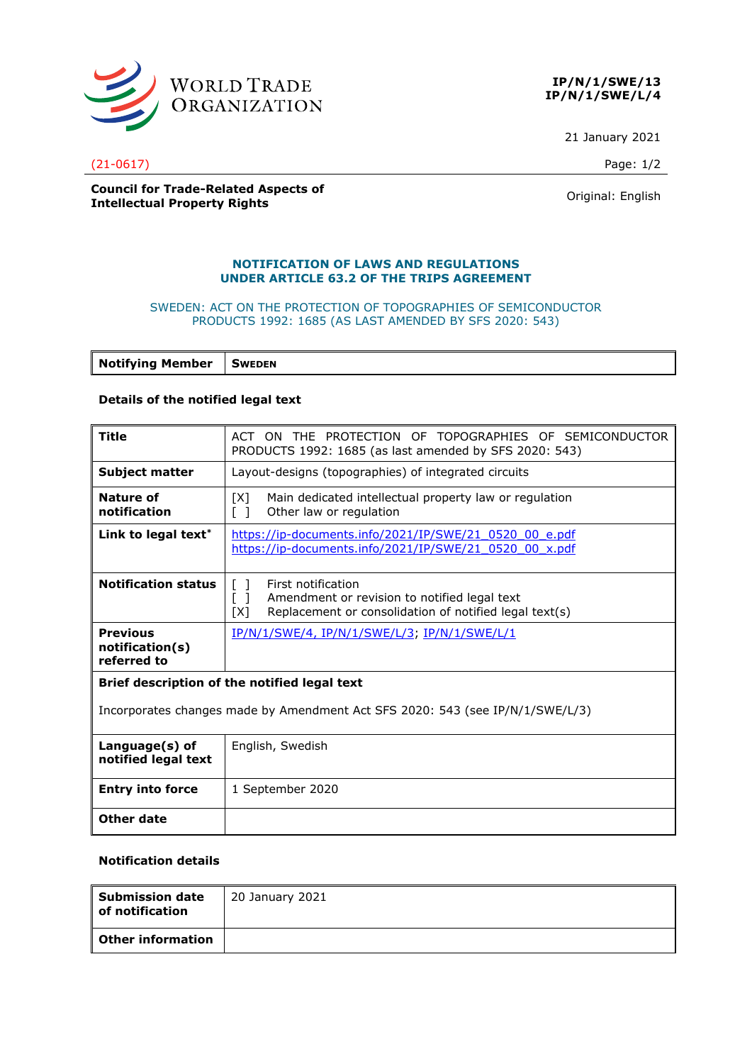**WORLD TRADE ORGANIZATION**

**IP/N/1/SWE/13**
**IP/N/1/SWE/L/4**

21 January 2021

(21-0617)

**Council for Trade-Related Aspects of Intellectual Property Rights**

Original: English

## NOTIFICATION OF LAWS AND REGULATIONS UNDER ARTICLE 63.2 OF THE TRIPS AGREEMENT

SWEDEN: ACT ON THE PROTECTION OF TOPOGRAPHIES OF SEMICONDUCTOR PRODUCTS 1992: 1685 (AS LAST AMENDED BY SFS 2020: 543)

| **Notifying Member** | **SWEDEN** |
|---|---|

**Details of the notified legal text**

| | |
|---|---|
| **Title** | ACT ON THE PROTECTION OF TOPOGRAPHIES OF SEMICONDUCTOR PRODUCTS 1992: 1685 (as last amended by SFS 2020: 543) |
| **Subject matter** | Layout-designs (topographies) of integrated circuits |
| **Nature of notification** | [X] Main dedicated intellectual property law or regulation<br>[ ] Other law or regulation |
| **Link to legal text*** | https://ip-documents.info/2021/IP/SWE/21_0520_00_e.pdf<br>https://ip-documents.info/2021/IP/SWE/21_0520_00_x.pdf |
| **Notification status** | [ ] First notification<br>[ ] Amendment or revision to notified legal text<br>[X] Replacement or consolidation of notified legal text(s) |
| **Previous notification(s) referred to** | IP/N/1/SWE/4, IP/N/1/SWE/L/3; IP/N/1/SWE/L/1 |
| **Brief description of the notified legal text** | Incorporates changes made by Amendment Act SFS 2020: 543 (see IP/N/1/SWE/L/3) |
| **Language(s) of notified legal text** | English, Swedish |
| **Entry into force** | 1 September 2020 |
| **Other date** | |

**Notification details**

| | |
|---|---|
| **Submission date of notification** | 20 January 2021 |
| **Other information** | |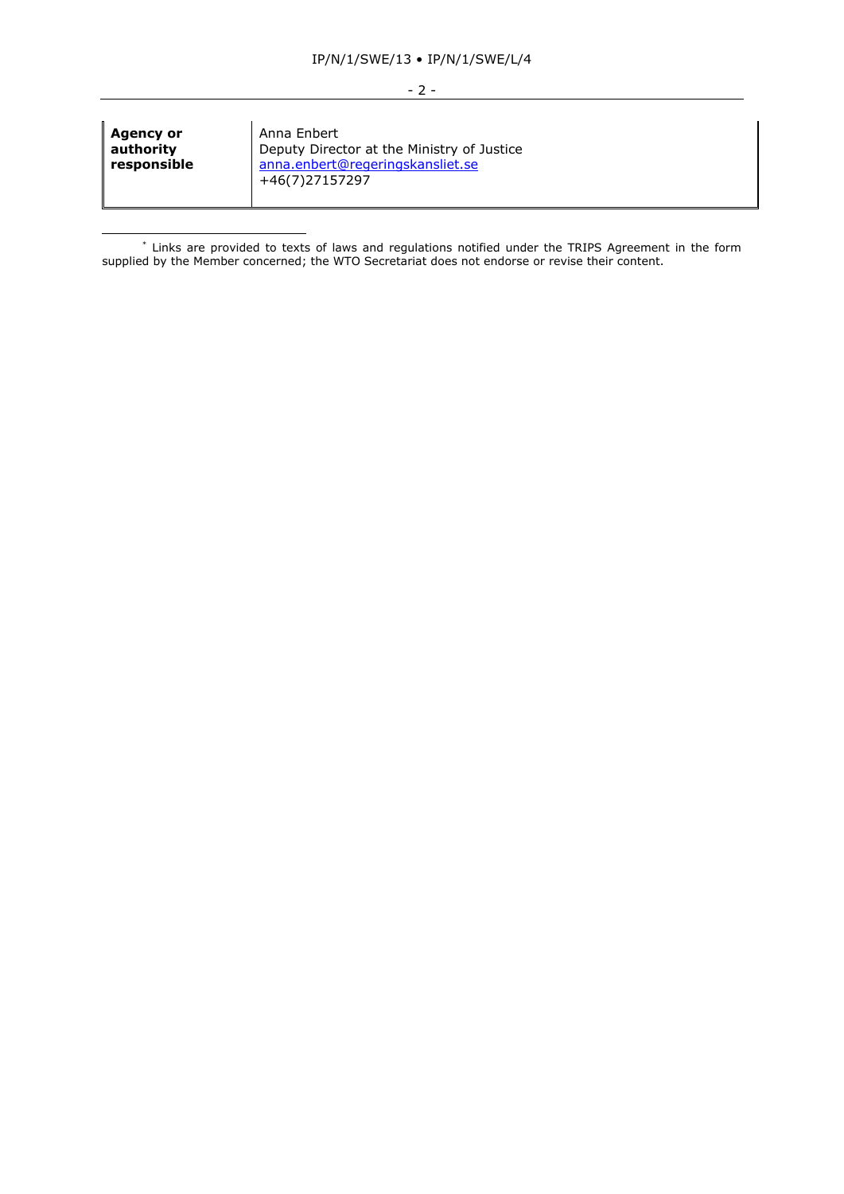| | |
|---|---|
| **Agency or authority responsible** | Anna Enbert<br>Deputy Director at the Ministry of Justice<br>anna.enbert@regeringskansliet.se<br>+46(7)27157297 |

[*] Links are provided to texts of laws and regulations notified under the TRIPS Agreement in the form supplied by the Member concerned; the WTO Secretariat does not endorse or revise their content.